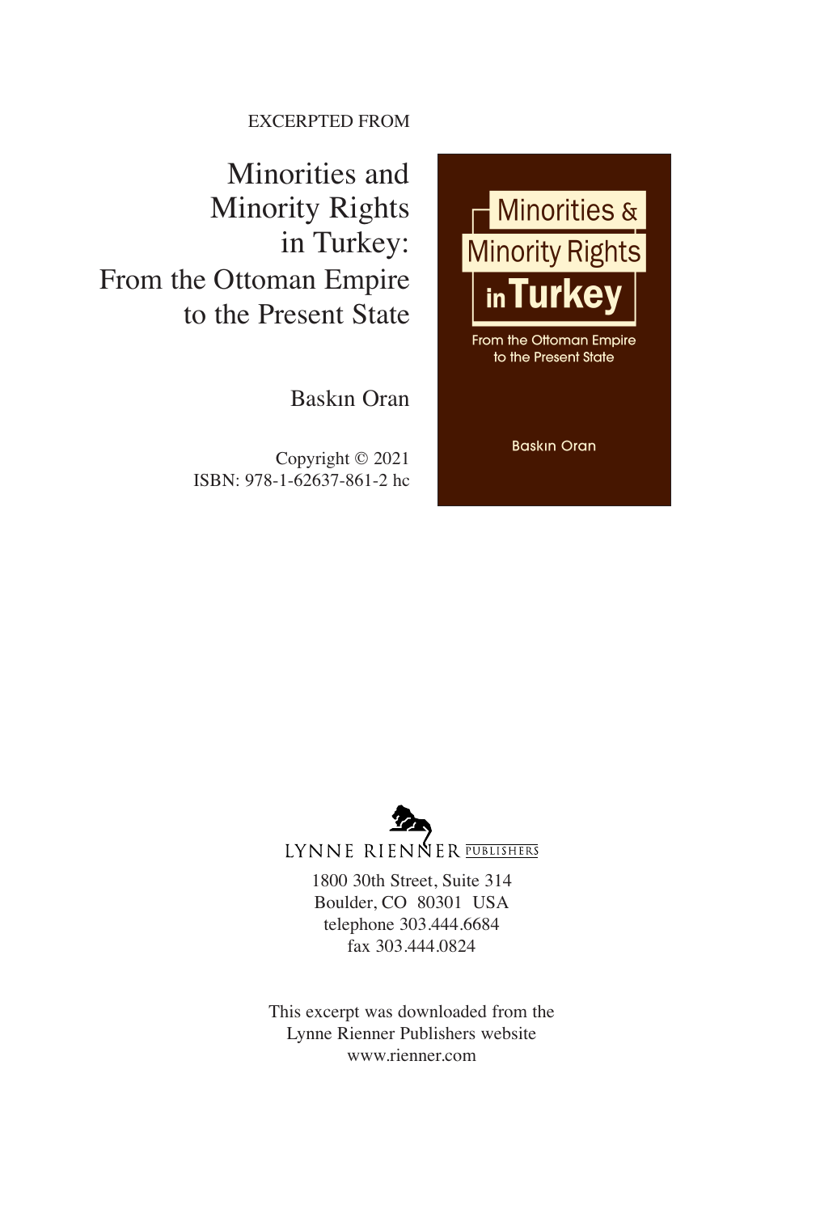EXCERPTED FROM

# Minorities and Minority Rights in Turkey: From the Ottoman Empire to the Present State

Baskın Oran

Copyright © 2021
ISBN: 978-1-62637-861-2 hc

LYNNE RIENNER PUBLISHERS

1800 30th Street, Suite 314
Boulder, CO 80301 USA
telephone 303.444.6684
fax 303.444.0824

This excerpt was downloaded from the Lynne Rienner Publishers website
www.rienner.com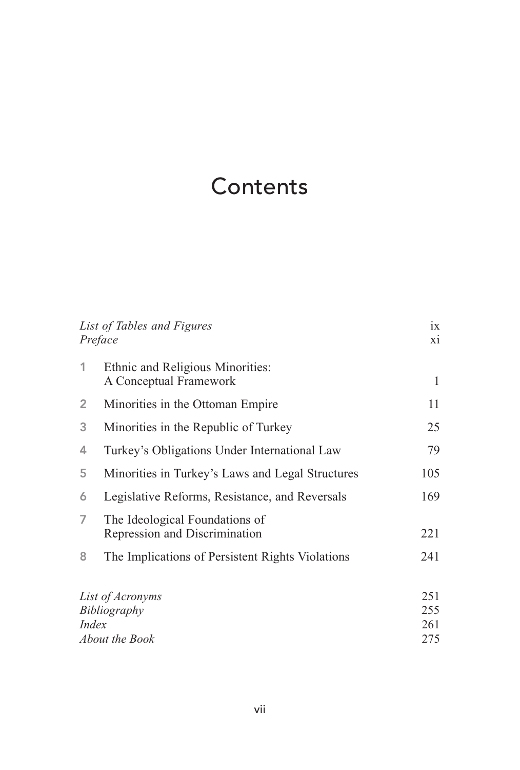# Contents

| | | |
|---|---|---|
| *List of Tables and Figures* | | ix |
| *Preface* | | xi |
| 1 | Ethnic and Religious Minorities: A Conceptual Framework | 1 |
| 2 | Minorities in the Ottoman Empire | 11 |
| 3 | Minorities in the Republic of Turkey | 25 |
| 4 | Turkey's Obligations Under International Law | 79 |
| 5 | Minorities in Turkey's Laws and Legal Structures | 105 |
| 6 | Legislative Reforms, Resistance, and Reversals | 169 |
| 7 | The Ideological Foundations of Repression and Discrimination | 221 |
| 8 | The Implications of Persistent Rights Violations | 241 |
| *List of Acronyms* | | 251 |
| *Bibliography* | | 255 |
| *Index* | | 261 |
| *About the Book* | | 275 |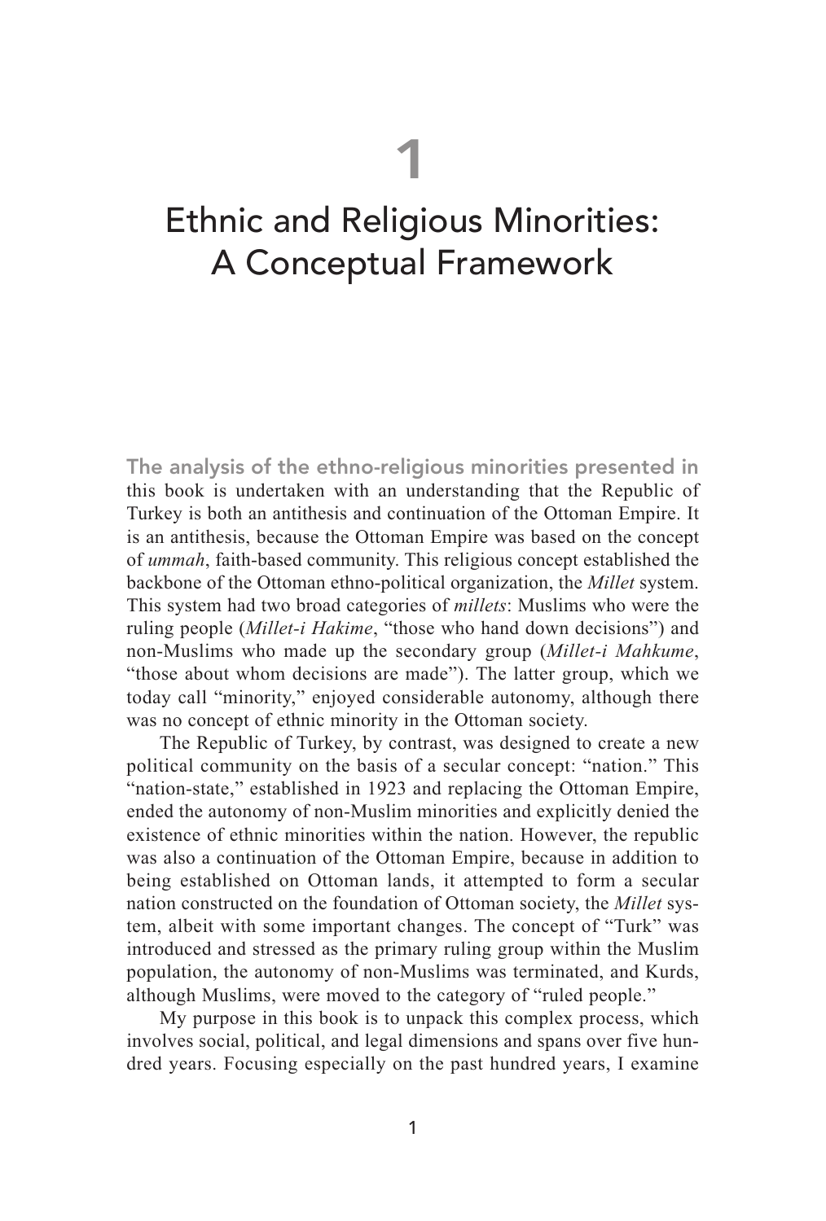# 1

# Ethnic and Religious Minorities: A Conceptual Framework

The analysis of the ethno-religious minorities presented in this book is undertaken with an understanding that the Republic of Turkey is both an antithesis and continuation of the Ottoman Empire. It is an antithesis, because the Ottoman Empire was based on the concept of *ummah*, faith-based community. This religious concept established the backbone of the Ottoman ethno-political organization, the *Millet* system. This system had two broad categories of *millets*: Muslims who were the ruling people (*Millet-i Hakime*, "those who hand down decisions") and non-Muslims who made up the secondary group (*Millet-i Mahkume*, "those about whom decisions are made"). The latter group, which we today call "minority," enjoyed considerable autonomy, although there was no concept of ethnic minority in the Ottoman society.

The Republic of Turkey, by contrast, was designed to create a new political community on the basis of a secular concept: "nation." This "nation-state," established in 1923 and replacing the Ottoman Empire, ended the autonomy of non-Muslim minorities and explicitly denied the existence of ethnic minorities within the nation. However, the republic was also a continuation of the Ottoman Empire, because in addition to being established on Ottoman lands, it attempted to form a secular nation constructed on the foundation of Ottoman society, the *Millet* system, albeit with some important changes. The concept of "Turk" was introduced and stressed as the primary ruling group within the Muslim population, the autonomy of non-Muslims was terminated, and Kurds, although Muslims, were moved to the category of "ruled people."

My purpose in this book is to unpack this complex process, which involves social, political, and legal dimensions and spans over five hundred years. Focusing especially on the past hundred years, I examine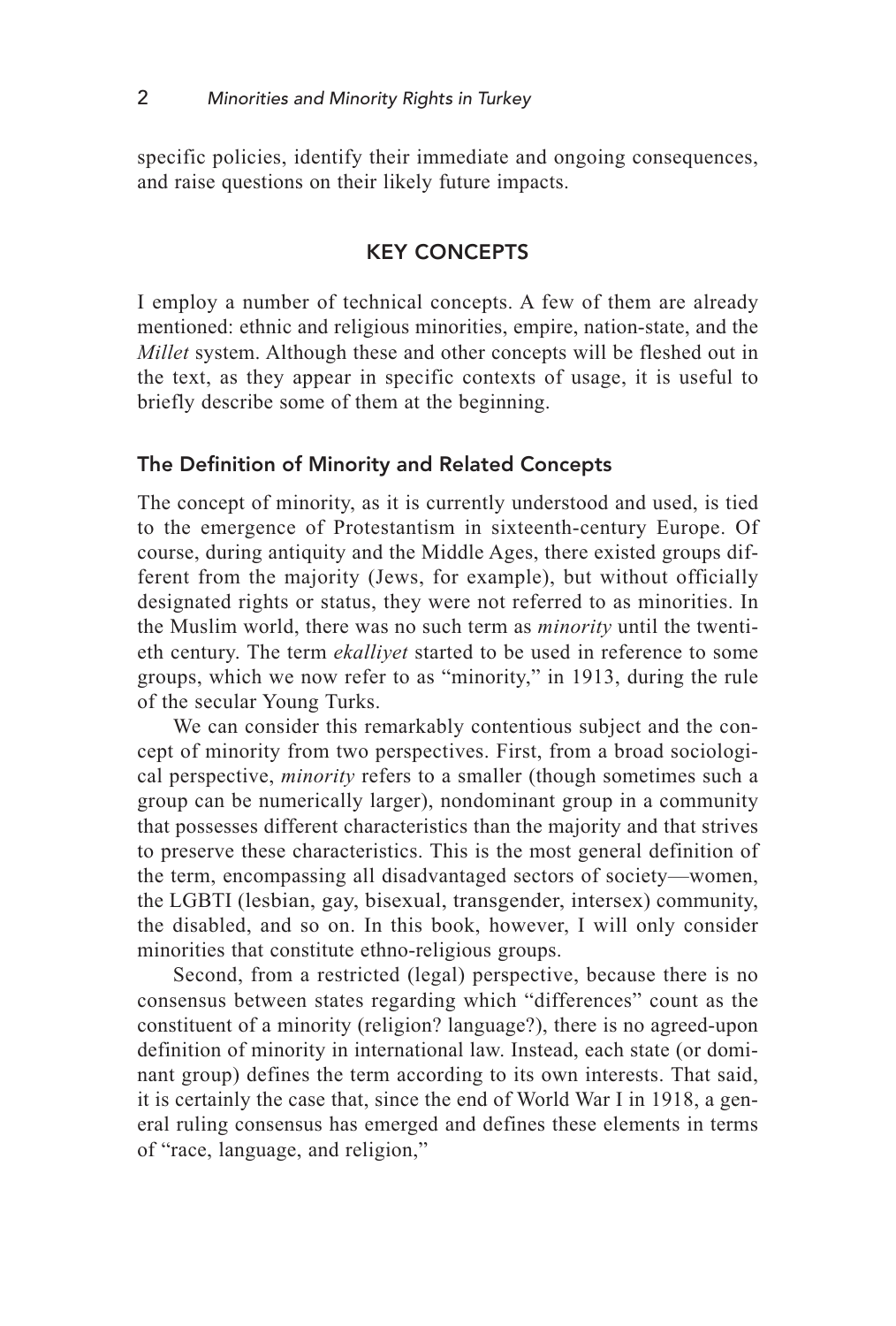specific policies, identify their immediate and ongoing consequences, and raise questions on their likely future impacts.

## KEY CONCEPTS

I employ a number of technical concepts. A few of them are already mentioned: ethnic and religious minorities, empire, nation-state, and the *Millet* system. Although these and other concepts will be fleshed out in the text, as they appear in specific contexts of usage, it is useful to briefly describe some of them at the beginning.

### The Definition of Minority and Related Concepts

The concept of minority, as it is currently understood and used, is tied to the emergence of Protestantism in sixteenth-century Europe. Of course, during antiquity and the Middle Ages, there existed groups different from the majority (Jews, for example), but without officially designated rights or status, they were not referred to as minorities. In the Muslim world, there was no such term as *minority* until the twentieth century. The term *ekalliyet* started to be used in reference to some groups, which we now refer to as "minority," in 1913, during the rule of the secular Young Turks.

We can consider this remarkably contentious subject and the concept of minority from two perspectives. First, from a broad sociological perspective, *minority* refers to a smaller (though sometimes such a group can be numerically larger), nondominant group in a community that possesses different characteristics than the majority and that strives to preserve these characteristics. This is the most general definition of the term, encompassing all disadvantaged sectors of society—women, the LGBTI (lesbian, gay, bisexual, transgender, intersex) community, the disabled, and so on. In this book, however, I will only consider minorities that constitute ethno-religious groups.

Second, from a restricted (legal) perspective, because there is no consensus between states regarding which "differences" count as the constituent of a minority (religion? language?), there is no agreed-upon definition of minority in international law. Instead, each state (or dominant group) defines the term according to its own interests. That said, it is certainly the case that, since the end of World War I in 1918, a general ruling consensus has emerged and defines these elements in terms of "race, language, and religion,"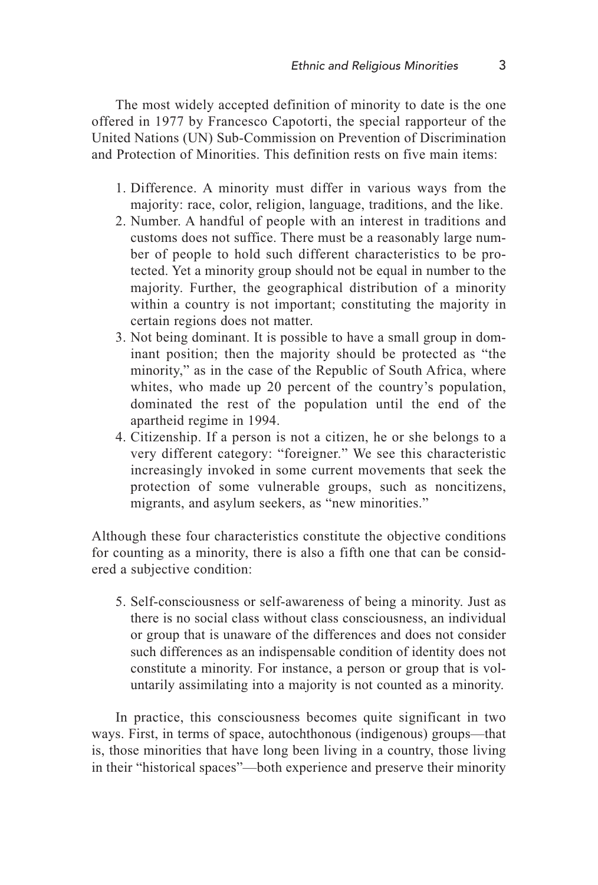The most widely accepted definition of minority to date is the one offered in 1977 by Francesco Capotorti, the special rapporteur of the United Nations (UN) Sub-Commission on Prevention of Discrimination and Protection of Minorities. This definition rests on five main items:

1. Difference. A minority must differ in various ways from the majority: race, color, religion, language, traditions, and the like.
2. Number. A handful of people with an interest in traditions and customs does not suffice. There must be a reasonably large number of people to hold such different characteristics to be protected. Yet a minority group should not be equal in number to the majority. Further, the geographical distribution of a minority within a country is not important; constituting the majority in certain regions does not matter.
3. Not being dominant. It is possible to have a small group in dominant position; then the majority should be protected as "the minority," as in the case of the Republic of South Africa, where whites, who made up 20 percent of the country's population, dominated the rest of the population until the end of the apartheid regime in 1994.
4. Citizenship. If a person is not a citizen, he or she belongs to a very different category: "foreigner." We see this characteristic increasingly invoked in some current movements that seek the protection of some vulnerable groups, such as noncitizens, migrants, and asylum seekers, as "new minorities."

Although these four characteristics constitute the objective conditions for counting as a minority, there is also a fifth one that can be considered a subjective condition:

5. Self-consciousness or self-awareness of being a minority. Just as there is no social class without class consciousness, an individual or group that is unaware of the differences and does not consider such differences as an indispensable condition of identity does not constitute a minority. For instance, a person or group that is voluntarily assimilating into a majority is not counted as a minority.

In practice, this consciousness becomes quite significant in two ways. First, in terms of space, autochthonous (indigenous) groups—that is, those minorities that have long been living in a country, those living in their "historical spaces"—both experience and preserve their minority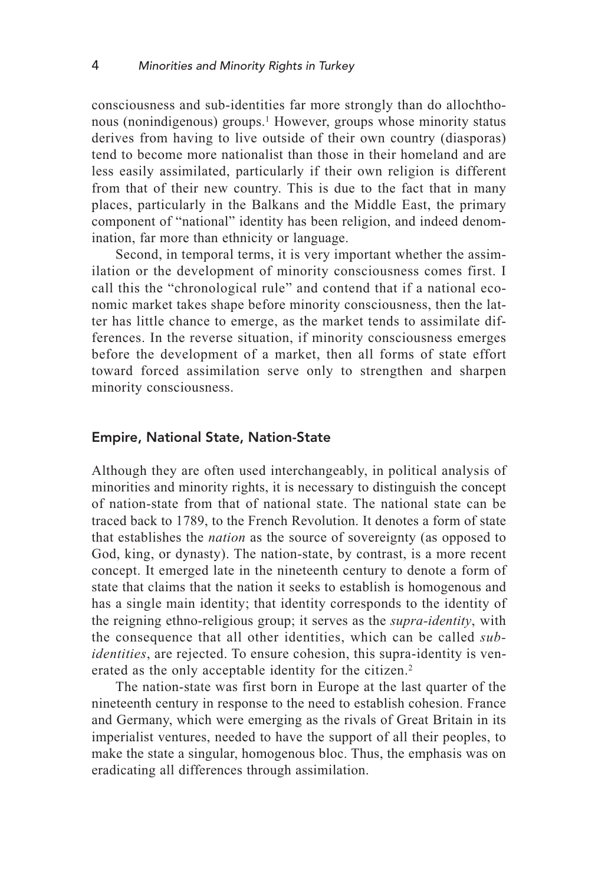consciousness and sub-identities far more strongly than do allochthonous (nonindigenous) groups.[1] However, groups whose minority status derives from having to live outside of their own country (diasporas) tend to become more nationalist than those in their homeland and are less easily assimilated, particularly if their own religion is different from that of their new country. This is due to the fact that in many places, particularly in the Balkans and the Middle East, the primary component of "national" identity has been religion, and indeed denomination, far more than ethnicity or language.

Second, in temporal terms, it is very important whether the assimilation or the development of minority consciousness comes first. I call this the "chronological rule" and contend that if a national economic market takes shape before minority consciousness, then the latter has little chance to emerge, as the market tends to assimilate differences. In the reverse situation, if minority consciousness emerges before the development of a market, then all forms of state effort toward forced assimilation serve only to strengthen and sharpen minority consciousness.

## Empire, National State, Nation-State

Although they are often used interchangeably, in political analysis of minorities and minority rights, it is necessary to distinguish the concept of nation-state from that of national state. The national state can be traced back to 1789, to the French Revolution. It denotes a form of state that establishes the *nation* as the source of sovereignty (as opposed to God, king, or dynasty). The nation-state, by contrast, is a more recent concept. It emerged late in the nineteenth century to denote a form of state that claims that the nation it seeks to establish is homogenous and has a single main identity; that identity corresponds to the identity of the reigning ethno-religious group; it serves as the *supra-identity*, with the consequence that all other identities, which can be called *sub-identities*, are rejected. To ensure cohesion, this supra-identity is venerated as the only acceptable identity for the citizen.[2]

The nation-state was first born in Europe at the last quarter of the nineteenth century in response to the need to establish cohesion. France and Germany, which were emerging as the rivals of Great Britain in its imperialist ventures, needed to have the support of all their peoples, to make the state a singular, homogenous bloc. Thus, the emphasis was on eradicating all differences through assimilation.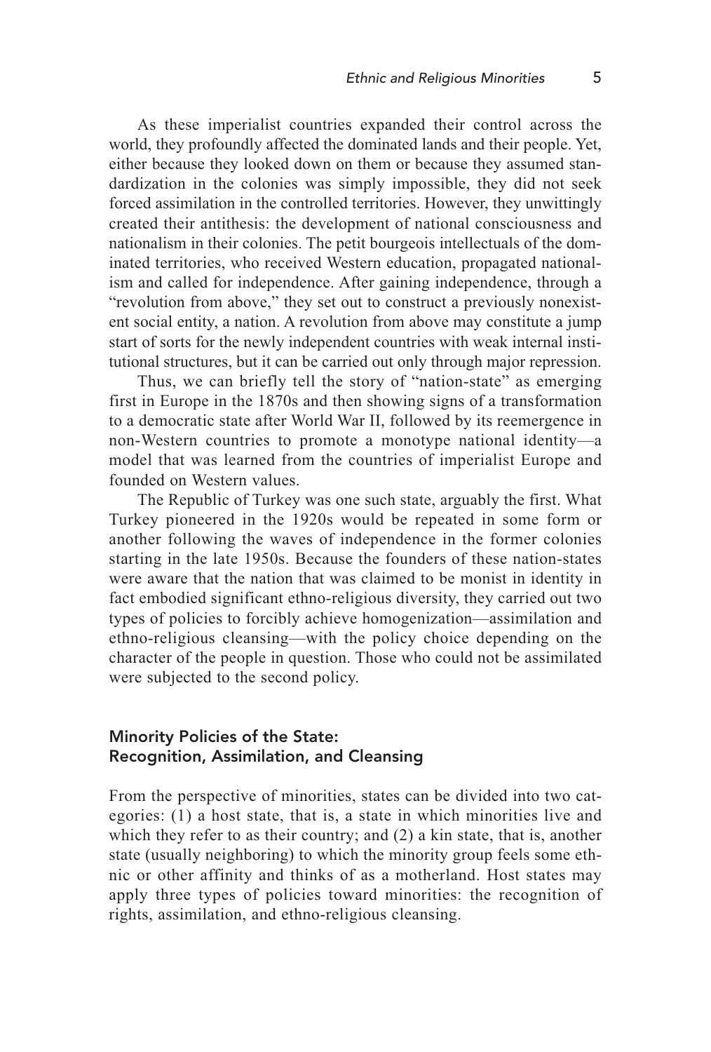As these imperialist countries expanded their control across the world, they profoundly affected the dominated lands and their people. Yet, either because they looked down on them or because they assumed standardization in the colonies was simply impossible, they did not seek forced assimilation in the controlled territories. However, they unwittingly created their antithesis: the development of national consciousness and nationalism in their colonies. The petit bourgeois intellectuals of the dominated territories, who received Western education, propagated nationalism and called for independence. After gaining independence, through a "revolution from above," they set out to construct a previously nonexistent social entity, a nation. A revolution from above may constitute a jump start of sorts for the newly independent countries with weak internal institutional structures, but it can be carried out only through major repression.

Thus, we can briefly tell the story of "nation-state" as emerging first in Europe in the 1870s and then showing signs of a transformation to a democratic state after World War II, followed by its reemergence in non-Western countries to promote a monotype national identity—a model that was learned from the countries of imperialist Europe and founded on Western values.

The Republic of Turkey was one such state, arguably the first. What Turkey pioneered in the 1920s would be repeated in some form or another following the waves of independence in the former colonies starting in the late 1950s. Because the founders of these nation-states were aware that the nation that was claimed to be monist in identity in fact embodied significant ethno-religious diversity, they carried out two types of policies to forcibly achieve homogenization—assimilation and ethno-religious cleansing—with the policy choice depending on the character of the people in question. Those who could not be assimilated were subjected to the second policy.

## Minority Policies of the State: Recognition, Assimilation, and Cleansing

From the perspective of minorities, states can be divided into two categories: (1) a host state, that is, a state in which minorities live and which they refer to as their country; and (2) a kin state, that is, another state (usually neighboring) to which the minority group feels some ethnic or other affinity and thinks of as a motherland. Host states may apply three types of policies toward minorities: the recognition of rights, assimilation, and ethno-religious cleansing.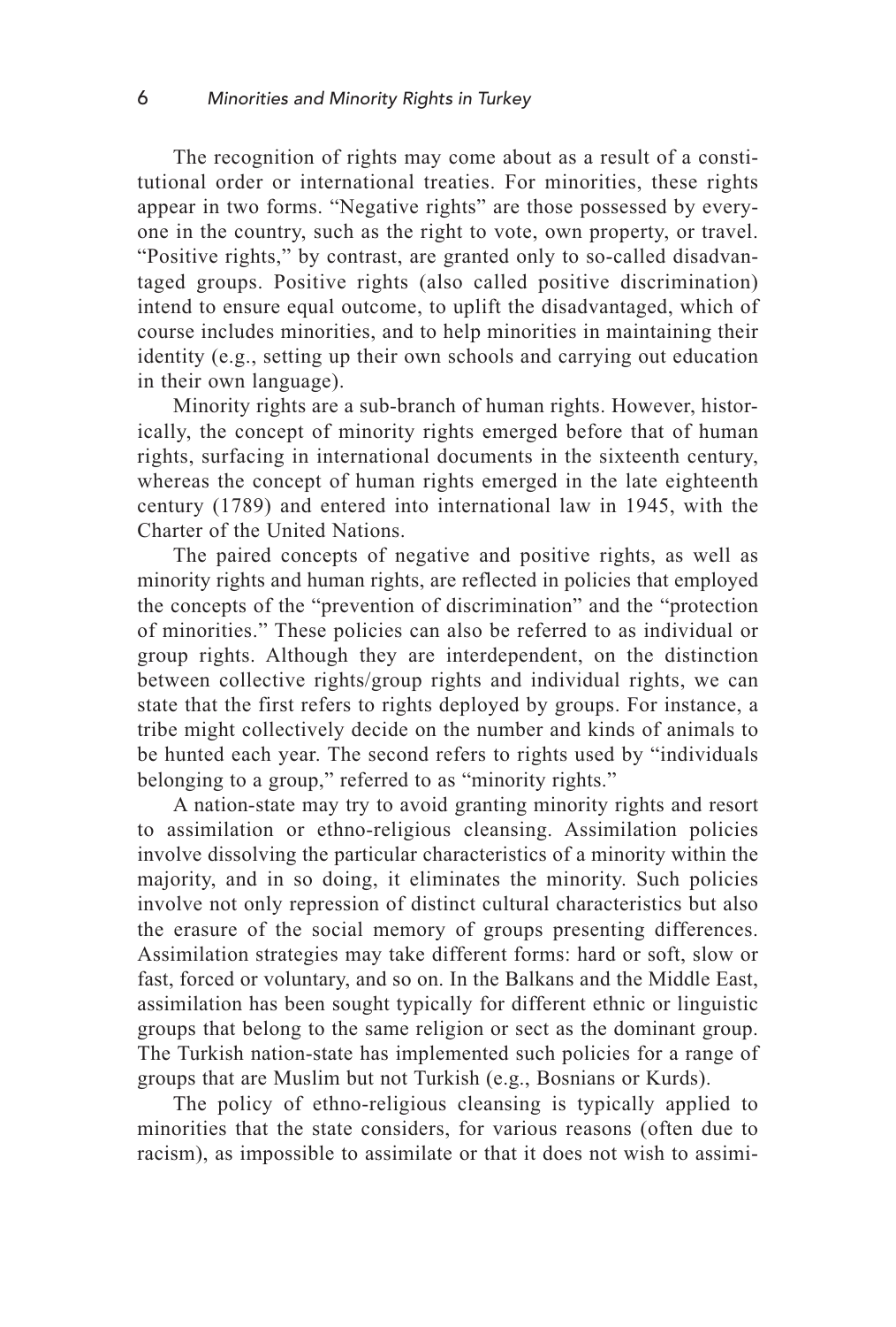The recognition of rights may come about as a result of a constitutional order or international treaties. For minorities, these rights appear in two forms. "Negative rights" are those possessed by everyone in the country, such as the right to vote, own property, or travel. "Positive rights," by contrast, are granted only to so-called disadvantaged groups. Positive rights (also called positive discrimination) intend to ensure equal outcome, to uplift the disadvantaged, which of course includes minorities, and to help minorities in maintaining their identity (e.g., setting up their own schools and carrying out education in their own language).

Minority rights are a sub-branch of human rights. However, historically, the concept of minority rights emerged before that of human rights, surfacing in international documents in the sixteenth century, whereas the concept of human rights emerged in the late eighteenth century (1789) and entered into international law in 1945, with the Charter of the United Nations.

The paired concepts of negative and positive rights, as well as minority rights and human rights, are reflected in policies that employed the concepts of the "prevention of discrimination" and the "protection of minorities." These policies can also be referred to as individual or group rights. Although they are interdependent, on the distinction between collective rights/group rights and individual rights, we can state that the first refers to rights deployed by groups. For instance, a tribe might collectively decide on the number and kinds of animals to be hunted each year. The second refers to rights used by "individuals belonging to a group," referred to as "minority rights."

A nation-state may try to avoid granting minority rights and resort to assimilation or ethno-religious cleansing. Assimilation policies involve dissolving the particular characteristics of a minority within the majority, and in so doing, it eliminates the minority. Such policies involve not only repression of distinct cultural characteristics but also the erasure of the social memory of groups presenting differences. Assimilation strategies may take different forms: hard or soft, slow or fast, forced or voluntary, and so on. In the Balkans and the Middle East, assimilation has been sought typically for different ethnic or linguistic groups that belong to the same religion or sect as the dominant group. The Turkish nation-state has implemented such policies for a range of groups that are Muslim but not Turkish (e.g., Bosnians or Kurds).

The policy of ethno-religious cleansing is typically applied to minorities that the state considers, for various reasons (often due to racism), as impossible to assimilate or that it does not wish to assimi-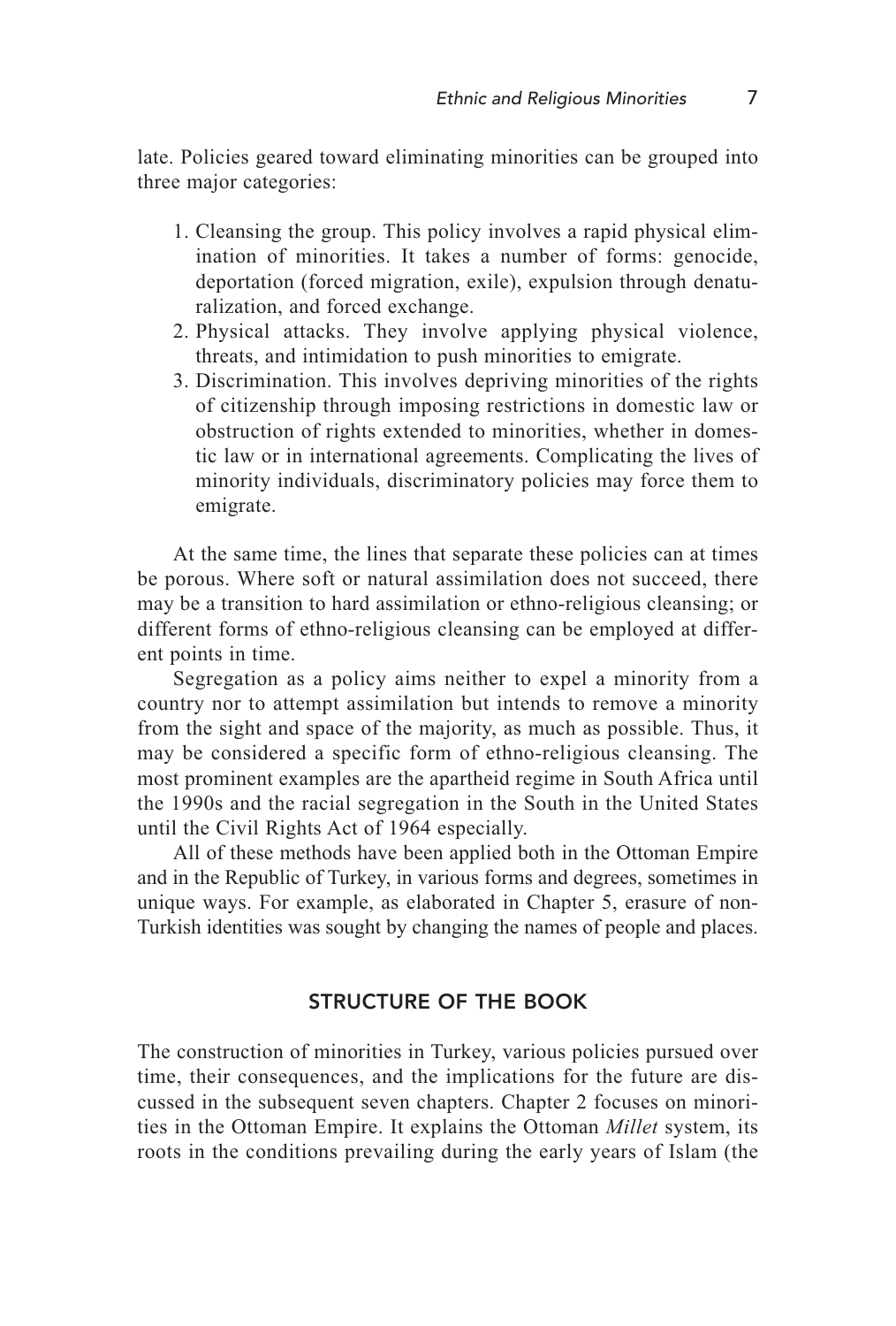late. Policies geared toward eliminating minorities can be grouped into three major categories:

1. Cleansing the group. This policy involves a rapid physical elimination of minorities. It takes a number of forms: genocide, deportation (forced migration, exile), expulsion through denaturalization, and forced exchange.
2. Physical attacks. They involve applying physical violence, threats, and intimidation to push minorities to emigrate.
3. Discrimination. This involves depriving minorities of the rights of citizenship through imposing restrictions in domestic law or obstruction of rights extended to minorities, whether in domestic law or in international agreements. Complicating the lives of minority individuals, discriminatory policies may force them to emigrate.

At the same time, the lines that separate these policies can at times be porous. Where soft or natural assimilation does not succeed, there may be a transition to hard assimilation or ethno-religious cleansing; or different forms of ethno-religious cleansing can be employed at different points in time.

Segregation as a policy aims neither to expel a minority from a country nor to attempt assimilation but intends to remove a minority from the sight and space of the majority, as much as possible. Thus, it may be considered a specific form of ethno-religious cleansing. The most prominent examples are the apartheid regime in South Africa until the 1990s and the racial segregation in the South in the United States until the Civil Rights Act of 1964 especially.

All of these methods have been applied both in the Ottoman Empire and in the Republic of Turkey, in various forms and degrees, sometimes in unique ways. For example, as elaborated in Chapter 5, erasure of non-Turkish identities was sought by changing the names of people and places.

## STRUCTURE OF THE BOOK

The construction of minorities in Turkey, various policies pursued over time, their consequences, and the implications for the future are discussed in the subsequent seven chapters. Chapter 2 focuses on minorities in the Ottoman Empire. It explains the Ottoman *Millet* system, its roots in the conditions prevailing during the early years of Islam (the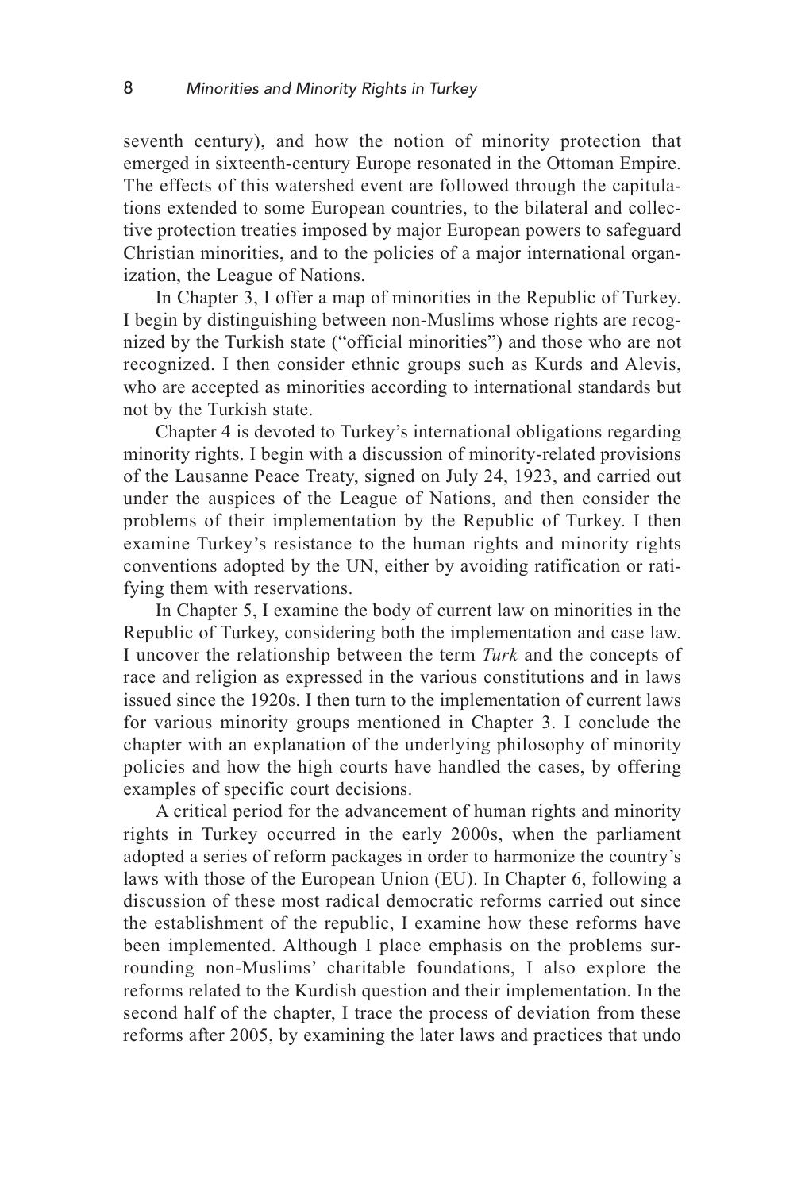seventh century), and how the notion of minority protection that emerged in sixteenth-century Europe resonated in the Ottoman Empire. The effects of this watershed event are followed through the capitulations extended to some European countries, to the bilateral and collective protection treaties imposed by major European powers to safeguard Christian minorities, and to the policies of a major international organization, the League of Nations.

In Chapter 3, I offer a map of minorities in the Republic of Turkey. I begin by distinguishing between non-Muslims whose rights are recognized by the Turkish state ("official minorities") and those who are not recognized. I then consider ethnic groups such as Kurds and Alevis, who are accepted as minorities according to international standards but not by the Turkish state.

Chapter 4 is devoted to Turkey's international obligations regarding minority rights. I begin with a discussion of minority-related provisions of the Lausanne Peace Treaty, signed on July 24, 1923, and carried out under the auspices of the League of Nations, and then consider the problems of their implementation by the Republic of Turkey. I then examine Turkey's resistance to the human rights and minority rights conventions adopted by the UN, either by avoiding ratification or ratifying them with reservations.

In Chapter 5, I examine the body of current law on minorities in the Republic of Turkey, considering both the implementation and case law. I uncover the relationship between the term *Turk* and the concepts of race and religion as expressed in the various constitutions and in laws issued since the 1920s. I then turn to the implementation of current laws for various minority groups mentioned in Chapter 3. I conclude the chapter with an explanation of the underlying philosophy of minority policies and how the high courts have handled the cases, by offering examples of specific court decisions.

A critical period for the advancement of human rights and minority rights in Turkey occurred in the early 2000s, when the parliament adopted a series of reform packages in order to harmonize the country's laws with those of the European Union (EU). In Chapter 6, following a discussion of these most radical democratic reforms carried out since the establishment of the republic, I examine how these reforms have been implemented. Although I place emphasis on the problems surrounding non-Muslims' charitable foundations, I also explore the reforms related to the Kurdish question and their implementation. In the second half of the chapter, I trace the process of deviation from these reforms after 2005, by examining the later laws and practices that undo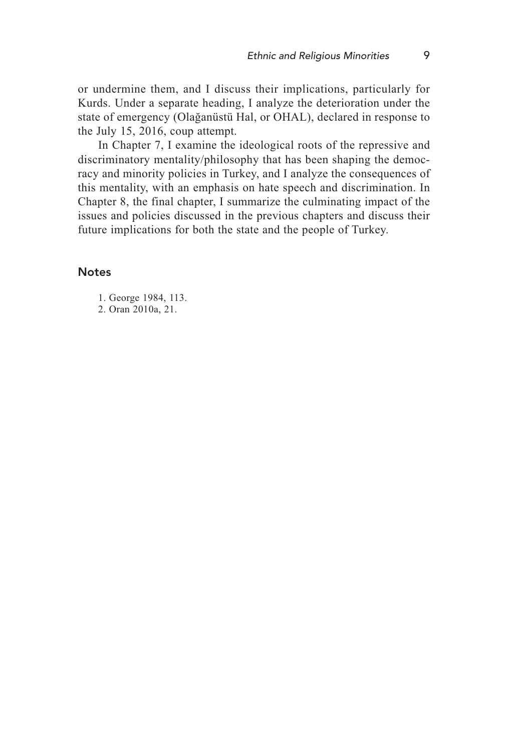or undermine them, and I discuss their implications, particularly for Kurds. Under a separate heading, I analyze the deterioration under the state of emergency (Olağanüstü Hal, or OHAL), declared in response to the July 15, 2016, coup attempt.

In Chapter 7, I examine the ideological roots of the repressive and discriminatory mentality/philosophy that has been shaping the democracy and minority policies in Turkey, and I analyze the consequences of this mentality, with an emphasis on hate speech and discrimination. In Chapter 8, the final chapter, I summarize the culminating impact of the issues and policies discussed in the previous chapters and discuss their future implications for both the state and the people of Turkey.

## Notes

1. George 1984, 113.
2. Oran 2010a, 21.